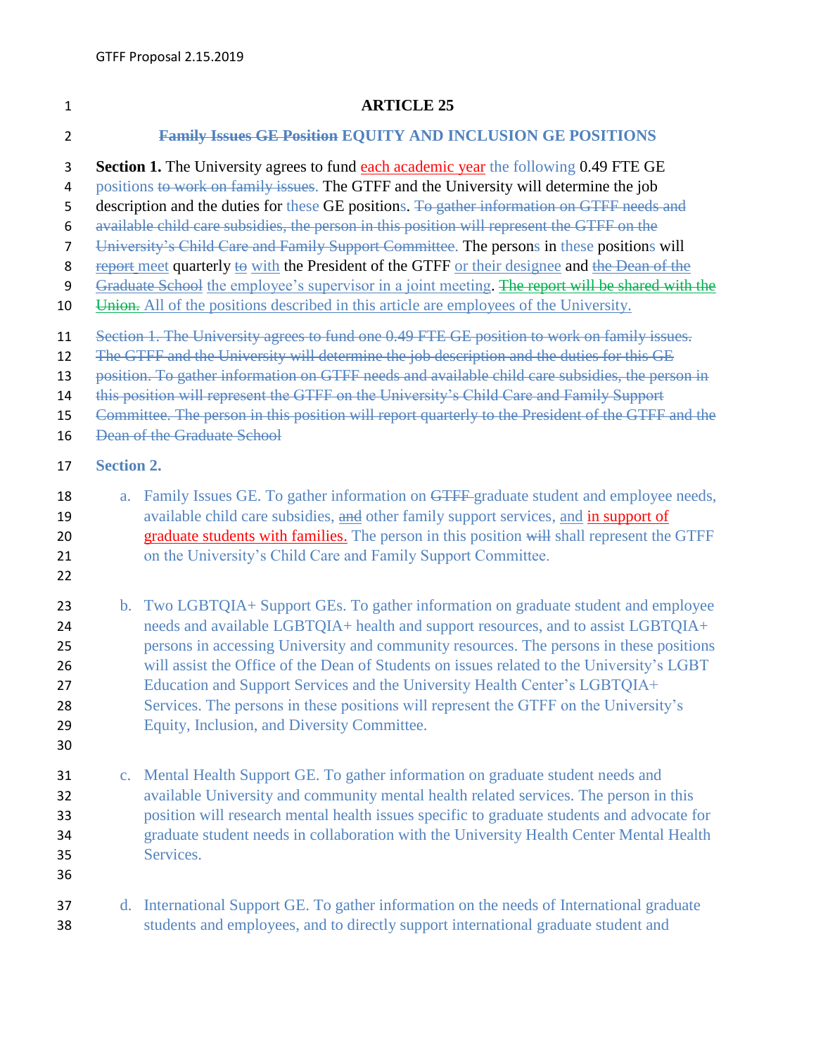# ARTICLE 25

## ~~Family Issues GE Position~~ EQUITY AND INCLUSION GE POSITIONS

**Section 1.** The University agrees to fund each academic year the following 0.49 FTE GE positions ~~to work on family issues~~. The GTFF and the University will determine the job description and the duties for these GE positions. ~~To gather information on GTFF needs and available child care subsidies, the person in this position will represent the GTFF on the University's Child Care and Family Support Committee.~~ The persons in these positions will ~~report~~ meet quarterly ~~to~~ with the President of the GTFF or their designee and ~~the Dean of the Graduate School~~ the employee's supervisor in a joint meeting. ~~The report will be shared with the Union.~~ All of the positions described in this article are employees of the University.

~~Section 1. The University agrees to fund one 0.49 FTE GE position to work on family issues. The GTFF and the University will determine the job description and the duties for this GE position. To gather information on GTFF needs and available child care subsidies, the person in this position will represent the GTFF on the University's Child Care and Family Support Committee. The person in this position will report quarterly to the President of the GTFF and the Dean of the Graduate School~~

**Section 2.**

a. Family Issues GE. To gather information on ~~GTFF~~ graduate student and employee needs, available child care subsidies, ~~and~~ other family support services, and in support of graduate students with families. The person in this position ~~will~~ shall represent the GTFF on the University's Child Care and Family Support Committee.

b. Two LGBTQIA+ Support GEs. To gather information on graduate student and employee needs and available LGBTQIA+ health and support resources, and to assist LGBTQIA+ persons in accessing University and community resources. The persons in these positions will assist the Office of the Dean of Students on issues related to the University's LGBT Education and Support Services and the University Health Center's LGBTQIA+ Services. The persons in these positions will represent the GTFF on the University's Equity, Inclusion, and Diversity Committee.

c. Mental Health Support GE. To gather information on graduate student needs and available University and community mental health related services. The person in this position will research mental health issues specific to graduate students and advocate for graduate student needs in collaboration with the University Health Center Mental Health Services.

d. International Support GE. To gather information on the needs of International graduate students and employees, and to directly support international graduate student and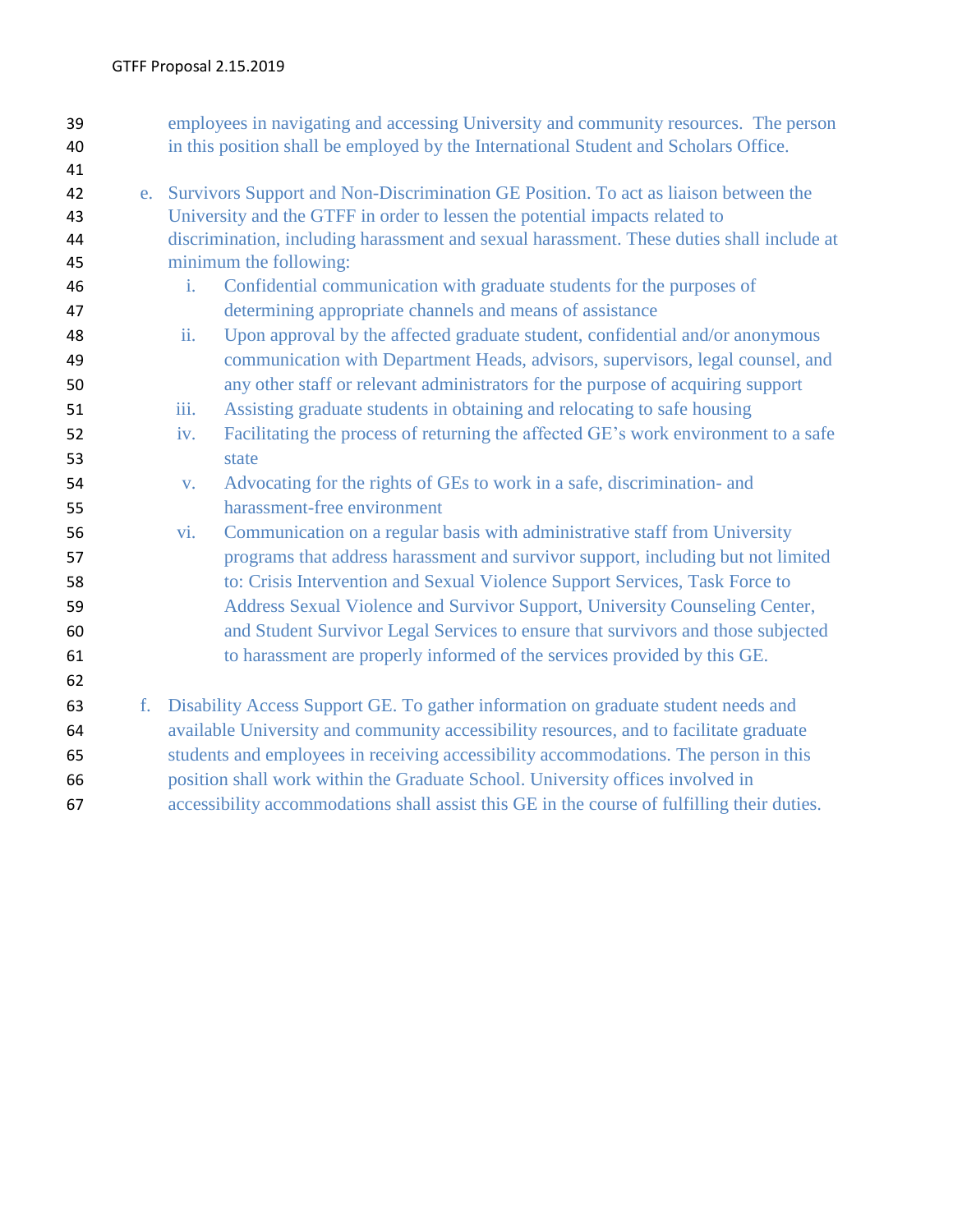employees in navigating and accessing University and community resources. The person in this position shall be employed by the International Student and Scholars Office.

e. Survivors Support and Non-Discrimination GE Position. To act as liaison between the University and the GTFF in order to lessen the potential impacts related to discrimination, including harassment and sexual harassment. These duties shall include at minimum the following:
    i. Confidential communication with graduate students for the purposes of determining appropriate channels and means of assistance
    ii. Upon approval by the affected graduate student, confidential and/or anonymous communication with Department Heads, advisors, supervisors, legal counsel, and any other staff or relevant administrators for the purpose of acquiring support
    iii. Assisting graduate students in obtaining and relocating to safe housing
    iv. Facilitating the process of returning the affected GE's work environment to a safe state
    v. Advocating for the rights of GEs to work in a safe, discrimination- and harassment-free environment
    vi. Communication on a regular basis with administrative staff from University programs that address harassment and survivor support, including but not limited to: Crisis Intervention and Sexual Violence Support Services, Task Force to Address Sexual Violence and Survivor Support, University Counseling Center, and Student Survivor Legal Services to ensure that survivors and those subjected to harassment are properly informed of the services provided by this GE.

f. Disability Access Support GE. To gather information on graduate student needs and available University and community accessibility resources, and to facilitate graduate students and employees in receiving accessibility accommodations. The person in this position shall work within the Graduate School. University offices involved in accessibility accommodations shall assist this GE in the course of fulfilling their duties.